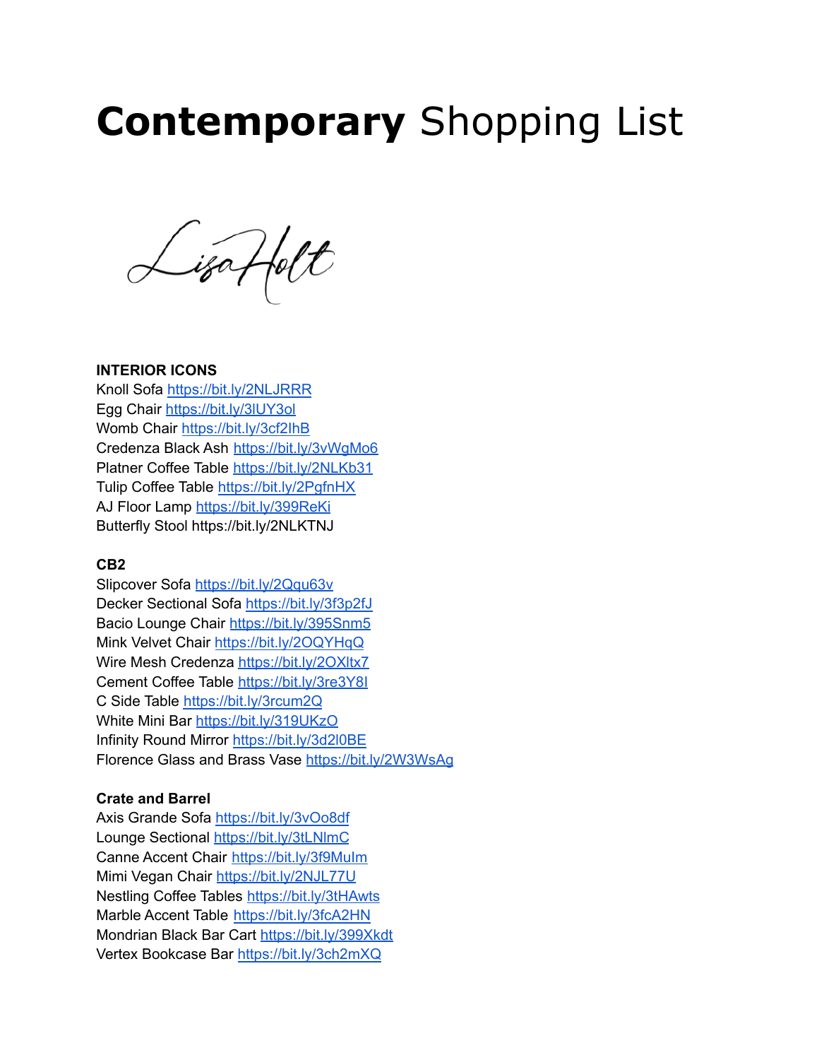# **Contemporary** Shopping List

Lisa Holt

**INTERIOR ICONS**

Knoll Sofa https://bit.ly/2NLJRRR
Egg Chair https://bit.ly/3lUY3ol
Womb Chair https://bit.ly/3cf2IhB
Credenza Black Ash https://bit.ly/3vWgMo6
Platner Coffee Table https://bit.ly/2NLKb31
Tulip Coffee Table https://bit.ly/2PgfnHX
AJ Floor Lamp https://bit.ly/399ReKi
Butterfly Stool https://bit.ly/2NLKTNJ

**CB2**

Slipcover Sofa https://bit.ly/2Qqu63v
Decker Sectional Sofa https://bit.ly/3f3p2fJ
Bacio Lounge Chair https://bit.ly/395Snm5
Mink Velvet Chair https://bit.ly/2OQYHqQ
Wire Mesh Credenza https://bit.ly/2OXltx7
Cement Coffee Table https://bit.ly/3re3Y8l
C Side Table https://bit.ly/3rcum2Q
White Mini Bar https://bit.ly/319UKzO
Infinity Round Mirror https://bit.ly/3d2l0BE
Florence Glass and Brass Vase https://bit.ly/2W3WsAg

**Crate and Barrel**

Axis Grande Sofa https://bit.ly/3vOo8df
Lounge Sectional https://bit.ly/3tLNlmC
Canne Accent Chair https://bit.ly/3f9MuIm
Mimi Vegan Chair https://bit.ly/2NJL77U
Nestling Coffee Tables https://bit.ly/3tHAwts
Marble Accent Table https://bit.ly/3fcA2HN
Mondrian Black Bar Cart https://bit.ly/399Xkdt
Vertex Bookcase Bar https://bit.ly/3ch2mXQ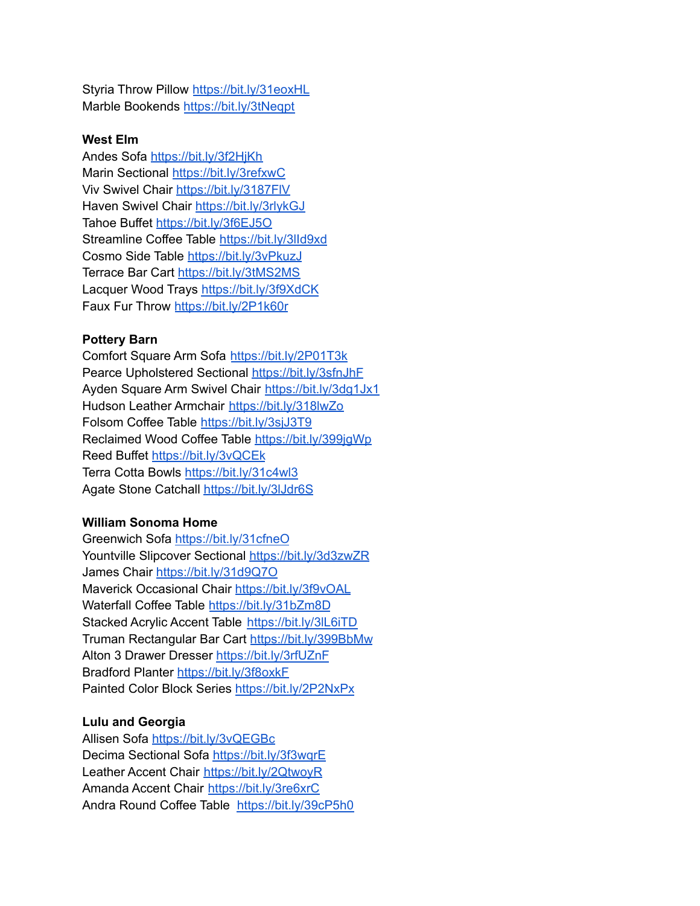Styria Throw Pillow https://bit.ly/31eoxHL
Marble Bookends https://bit.ly/3tNeqpt

**West Elm**
Andes Sofa https://bit.ly/3f2HjKh
Marin Sectional https://bit.ly/3refxwC
Viv Swivel Chair https://bit.ly/3187FlV
Haven Swivel Chair https://bit.ly/3rlykGJ
Tahoe Buffet https://bit.ly/3f6EJ5O
Streamline Coffee Table https://bit.ly/3lId9xd
Cosmo Side Table https://bit.ly/3vPkuzJ
Terrace Bar Cart https://bit.ly/3tMS2MS
Lacquer Wood Trays https://bit.ly/3f9XdCK
Faux Fur Throw https://bit.ly/2P1k60r

**Pottery Barn**
Comfort Square Arm Sofa https://bit.ly/2P01T3k
Pearce Upholstered Sectional https://bit.ly/3sfnJhF
Ayden Square Arm Swivel Chair https://bit.ly/3dg1Jx1
Hudson Leather Armchair https://bit.ly/318lwZo
Folsom Coffee Table https://bit.ly/3sjJ3T9
Reclaimed Wood Coffee Table https://bit.ly/399jgWp
Reed Buffet https://bit.ly/3vQCEk
Terra Cotta Bowls https://bit.ly/31c4wl3
Agate Stone Catchall https://bit.ly/3lJdr6S

**William Sonoma Home**
Greenwich Sofa https://bit.ly/31cfneO
Yountville Slipcover Sectional https://bit.ly/3d3zwZR
James Chair https://bit.ly/31d9Q7O
Maverick Occasional Chair https://bit.ly/3f9vOAL
Waterfall Coffee Table https://bit.ly/31bZm8D
Stacked Acrylic Accent Table https://bit.ly/3lL6iTD
Truman Rectangular Bar Cart https://bit.ly/399BbMw
Alton 3 Drawer Dresser https://bit.ly/3rfUZnF
Bradford Planter https://bit.ly/3f8oxkF
Painted Color Block Series https://bit.ly/2P2NxPx

**Lulu and Georgia**
Allisen Sofa https://bit.ly/3vQEGBc
Decima Sectional Sofa https://bit.ly/3f3wqrE
Leather Accent Chair https://bit.ly/2QtwoyR
Amanda Accent Chair https://bit.ly/3re6xrC
Andra Round Coffee Table https://bit.ly/39cP5h0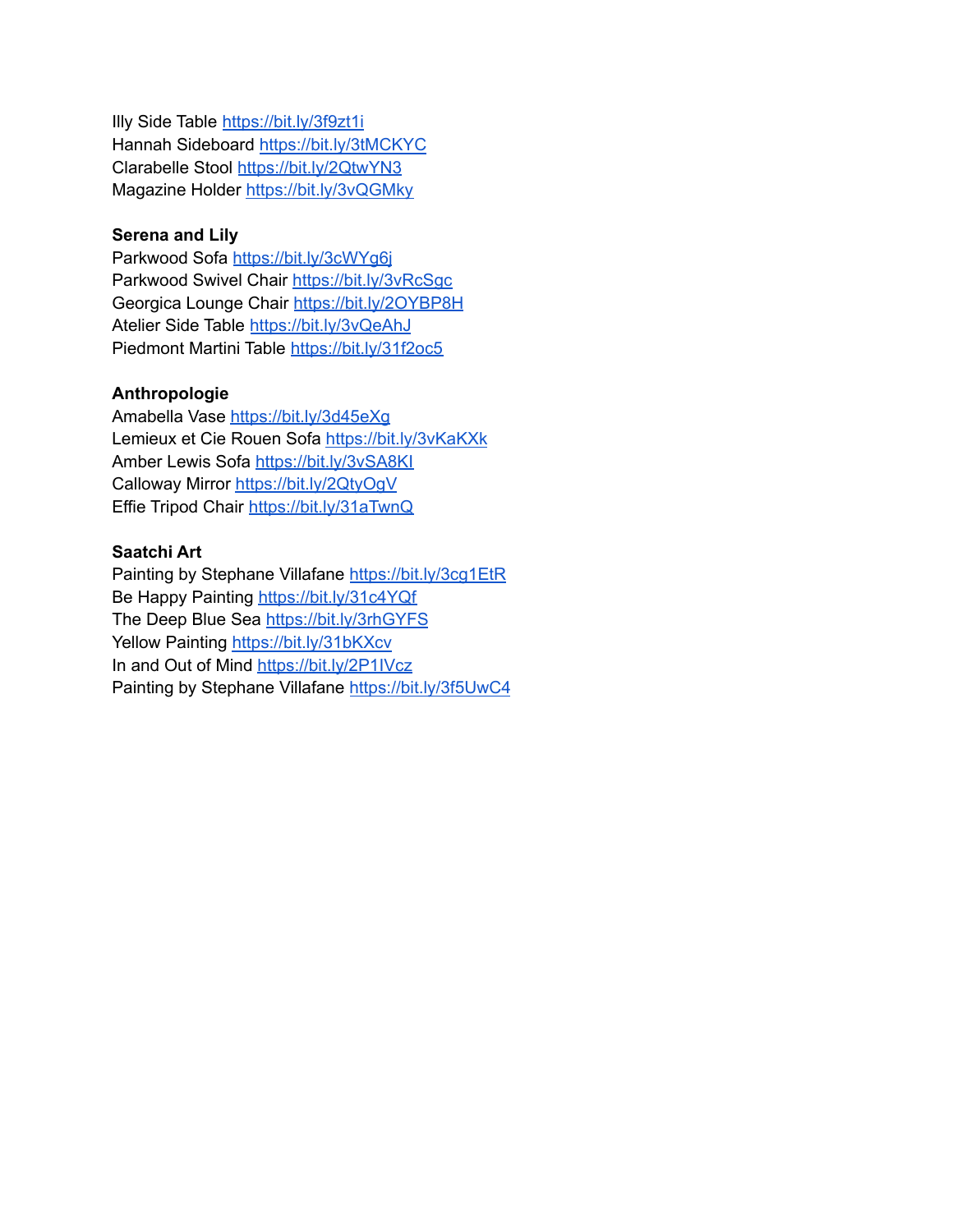Illy Side Table https://bit.ly/3f9zt1i
Hannah Sideboard https://bit.ly/3tMCKYC
Clarabelle Stool https://bit.ly/2QtwYN3
Magazine Holder https://bit.ly/3vQGMky

**Serena and Lily**
Parkwood Sofa https://bit.ly/3cWYg6j
Parkwood Swivel Chair https://bit.ly/3vRcSgc
Georgica Lounge Chair https://bit.ly/2OYBP8H
Atelier Side Table https://bit.ly/3vQeAhJ
Piedmont Martini Table https://bit.ly/31f2oc5

**Anthropologie**
Amabella Vase https://bit.ly/3d45eXg
Lemieux et Cie Rouen Sofa https://bit.ly/3vKaKXk
Amber Lewis Sofa https://bit.ly/3vSA8KI
Calloway Mirror https://bit.ly/2QtyOgV
Effie Tripod Chair https://bit.ly/31aTwnQ

**Saatchi Art**
Painting by Stephane Villafane https://bit.ly/3cg1EtR
Be Happy Painting https://bit.ly/31c4YQf
The Deep Blue Sea https://bit.ly/3rhGYFS
Yellow Painting https://bit.ly/31bKXcv
In and Out of Mind https://bit.ly/2P1IVcz
Painting by Stephane Villafane https://bit.ly/3f5UwC4